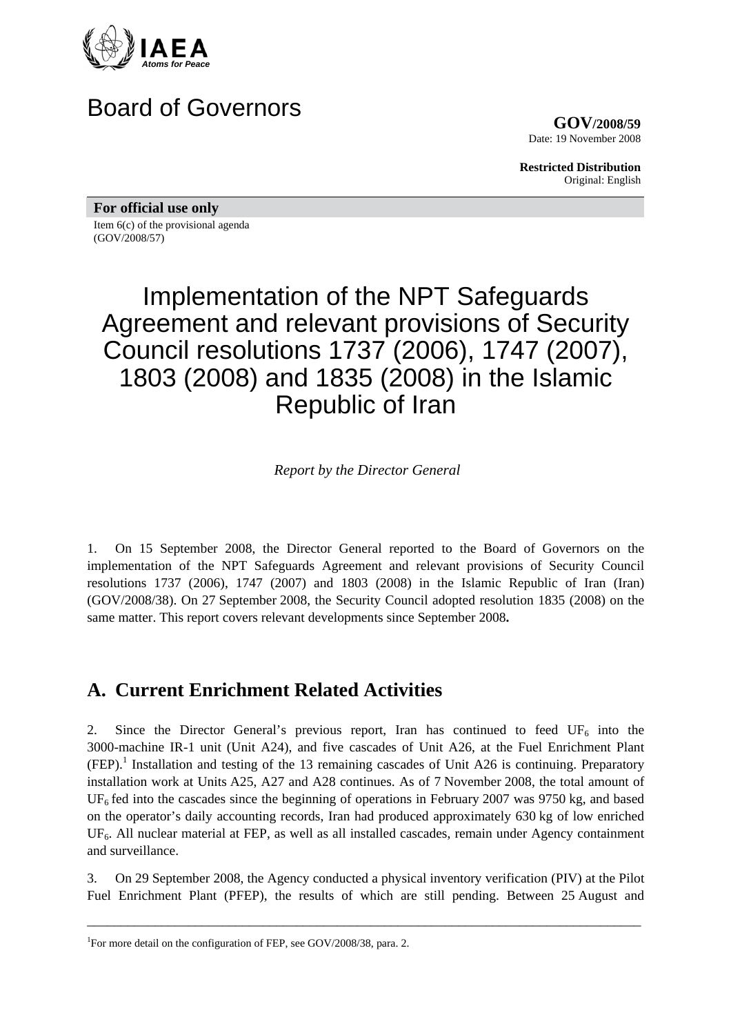IAEA
*Atoms for Peace*

# Board of Governors

**GOV/2008/59**
Date: 19 November 2008

**Restricted Distribution**
Original: English

**For official use only**

Item 6(c) of the provisional agenda
(GOV/2008/57)

# Implementation of the NPT Safeguards Agreement and relevant provisions of Security Council resolutions 1737 (2006), 1747 (2007), 1803 (2008) and 1835 (2008) in the Islamic Republic of Iran

*Report by the Director General*

1. On 15 September 2008, the Director General reported to the Board of Governors on the implementation of the NPT Safeguards Agreement and relevant provisions of Security Council resolutions 1737 (2006), 1747 (2007) and 1803 (2008) in the Islamic Republic of Iran (Iran) (GOV/2008/38). On 27 September 2008, the Security Council adopted resolution 1835 (2008) on the same matter. This report covers relevant developments since September 2008**.**

## A. Current Enrichment Related Activities

2. Since the Director General's previous report, Iran has continued to feed $UF_6$ into the 3000-machine IR-1 unit (Unit A24), and five cascades of Unit A26, at the Fuel Enrichment Plant (FEP).[1] Installation and testing of the 13 remaining cascades of Unit A26 is continuing. Preparatory installation work at Units A25, A27 and A28 continues. As of 7 November 2008, the total amount of $UF_6$ fed into the cascades since the beginning of operations in February 2007 was 9750 kg, and based on the operator's daily accounting records, Iran had produced approximately 630 kg of low enriched $UF_6$. All nuclear material at FEP, as well as all installed cascades, remain under Agency containment and surveillance.

3. On 29 September 2008, the Agency conducted a physical inventory verification (PIV) at the Pilot Fuel Enrichment Plant (PFEP), the results of which are still pending. Between 25 August and

---

[1] For more detail on the configuration of FEP, see GOV/2008/38, para. 2.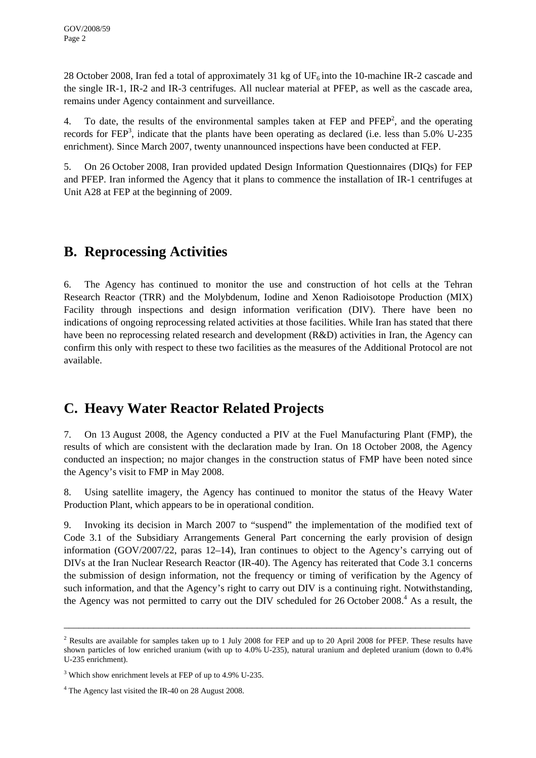28 October 2008, Iran fed a total of approximately 31 kg of $UF_6$ into the 10-machine IR-2 cascade and the single IR-1, IR-2 and IR-3 centrifuges. All nuclear material at PFEP, as well as the cascade area, remains under Agency containment and surveillance.

4. To date, the results of the environmental samples taken at FEP and PFEP[2], and the operating records for FEP[3], indicate that the plants have been operating as declared (i.e. less than 5.0% U-235 enrichment). Since March 2007, twenty unannounced inspections have been conducted at FEP.

5. On 26 October 2008, Iran provided updated Design Information Questionnaires (DIQs) for FEP and PFEP. Iran informed the Agency that it plans to commence the installation of IR-1 centrifuges at Unit A28 at FEP at the beginning of 2009.

## B. Reprocessing Activities

6. The Agency has continued to monitor the use and construction of hot cells at the Tehran Research Reactor (TRR) and the Molybdenum, Iodine and Xenon Radioisotope Production (MIX) Facility through inspections and design information verification (DIV). There have been no indications of ongoing reprocessing related activities at those facilities. While Iran has stated that there have been no reprocessing related research and development (R&D) activities in Iran, the Agency can confirm this only with respect to these two facilities as the measures of the Additional Protocol are not available.

## C. Heavy Water Reactor Related Projects

7. On 13 August 2008, the Agency conducted a PIV at the Fuel Manufacturing Plant (FMP), the results of which are consistent with the declaration made by Iran. On 18 October 2008, the Agency conducted an inspection; no major changes in the construction status of FMP have been noted since the Agency's visit to FMP in May 2008.

8. Using satellite imagery, the Agency has continued to monitor the status of the Heavy Water Production Plant, which appears to be in operational condition.

9. Invoking its decision in March 2007 to "suspend" the implementation of the modified text of Code 3.1 of the Subsidiary Arrangements General Part concerning the early provision of design information (GOV/2007/22, paras 12–14), Iran continues to object to the Agency's carrying out of DIVs at the Iran Nuclear Research Reactor (IR-40). The Agency has reiterated that Code 3.1 concerns the submission of design information, not the frequency or timing of verification by the Agency of such information, and that the Agency's right to carry out DIV is a continuing right. Notwithstanding, the Agency was not permitted to carry out the DIV scheduled for 26 October 2008.[4] As a result, the

---

[2] Results are available for samples taken up to 1 July 2008 for FEP and up to 20 April 2008 for PFEP. These results have shown particles of low enriched uranium (with up to 4.0% U-235), natural uranium and depleted uranium (down to 0.4% U-235 enrichment).

[3] Which show enrichment levels at FEP of up to 4.9% U-235.

[4] The Agency last visited the IR-40 on 28 August 2008.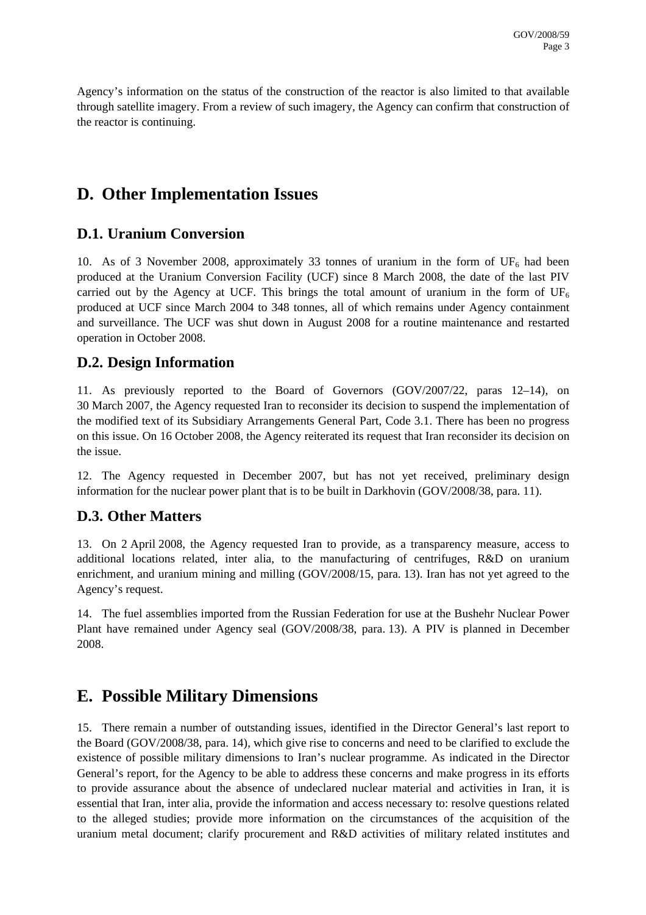Agency's information on the status of the construction of the reactor is also limited to that available through satellite imagery. From a review of such imagery, the Agency can confirm that construction of the reactor is continuing.

## D. Other Implementation Issues

### D.1. Uranium Conversion

10. As of 3 November 2008, approximately 33 tonnes of uranium in the form of $UF_6$ had been produced at the Uranium Conversion Facility (UCF) since 8 March 2008, the date of the last PIV carried out by the Agency at UCF. This brings the total amount of uranium in the form of $UF_6$ produced at UCF since March 2004 to 348 tonnes, all of which remains under Agency containment and surveillance. The UCF was shut down in August 2008 for a routine maintenance and restarted operation in October 2008.

### D.2. Design Information

11. As previously reported to the Board of Governors (GOV/2007/22, paras 12–14), on 30 March 2007, the Agency requested Iran to reconsider its decision to suspend the implementation of the modified text of its Subsidiary Arrangements General Part, Code 3.1. There has been no progress on this issue. On 16 October 2008, the Agency reiterated its request that Iran reconsider its decision on the issue.

12. The Agency requested in December 2007, but has not yet received, preliminary design information for the nuclear power plant that is to be built in Darkhovin (GOV/2008/38, para. 11).

### D.3. Other Matters

13. On 2 April 2008, the Agency requested Iran to provide, as a transparency measure, access to additional locations related, inter alia, to the manufacturing of centrifuges, R&D on uranium enrichment, and uranium mining and milling (GOV/2008/15, para. 13). Iran has not yet agreed to the Agency's request.

14. The fuel assemblies imported from the Russian Federation for use at the Bushehr Nuclear Power Plant have remained under Agency seal (GOV/2008/38, para. 13). A PIV is planned in December 2008.

## E. Possible Military Dimensions

15. There remain a number of outstanding issues, identified in the Director General's last report to the Board (GOV/2008/38, para. 14), which give rise to concerns and need to be clarified to exclude the existence of possible military dimensions to Iran's nuclear programme. As indicated in the Director General's report, for the Agency to be able to address these concerns and make progress in its efforts to provide assurance about the absence of undeclared nuclear material and activities in Iran, it is essential that Iran, inter alia, provide the information and access necessary to: resolve questions related to the alleged studies; provide more information on the circumstances of the acquisition of the uranium metal document; clarify procurement and R&D activities of military related institutes and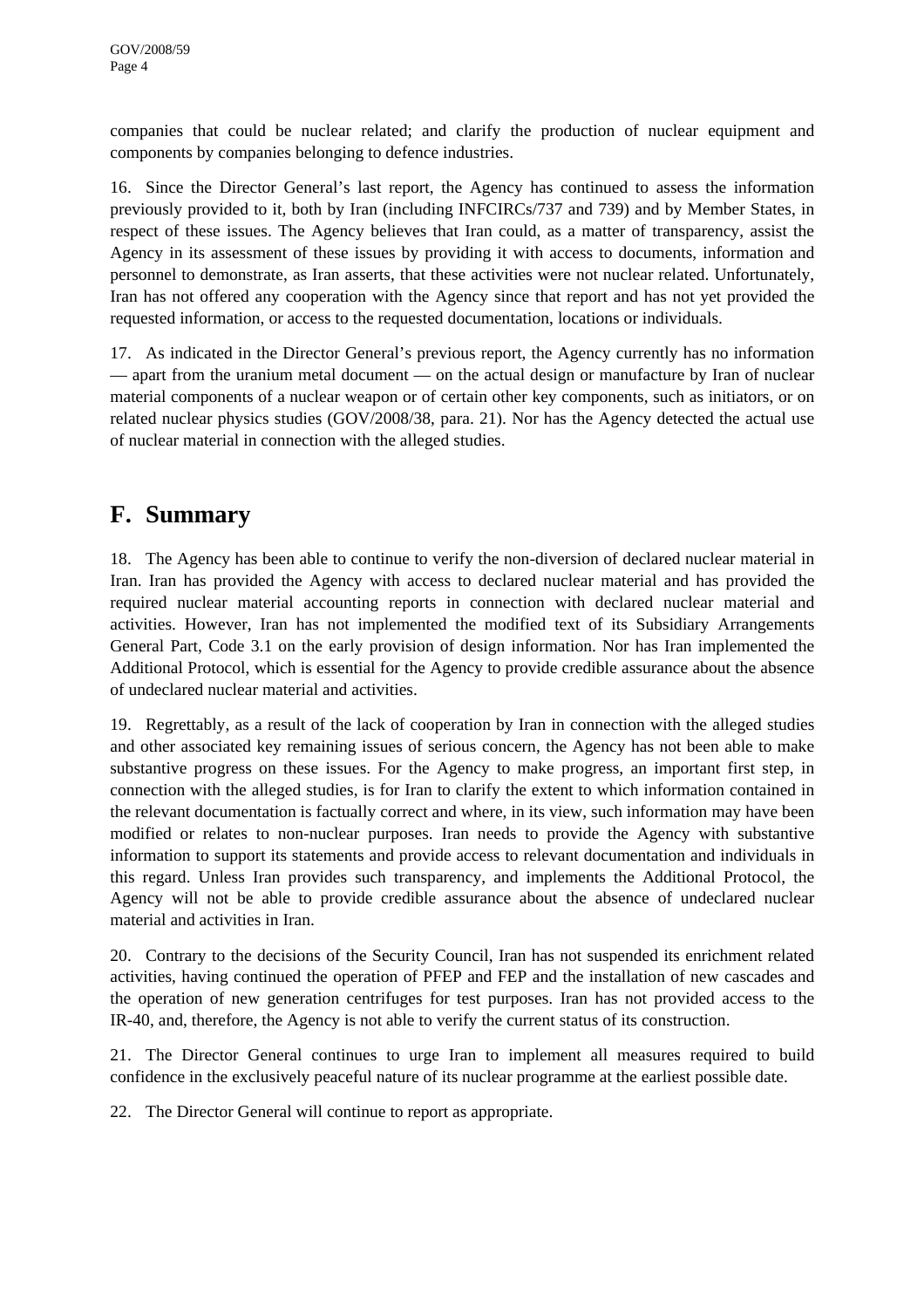companies that could be nuclear related; and clarify the production of nuclear equipment and components by companies belonging to defence industries.

16. Since the Director General's last report, the Agency has continued to assess the information previously provided to it, both by Iran (including INFCIRCs/737 and 739) and by Member States, in respect of these issues. The Agency believes that Iran could, as a matter of transparency, assist the Agency in its assessment of these issues by providing it with access to documents, information and personnel to demonstrate, as Iran asserts, that these activities were not nuclear related. Unfortunately, Iran has not offered any cooperation with the Agency since that report and has not yet provided the requested information, or access to the requested documentation, locations or individuals.

17. As indicated in the Director General's previous report, the Agency currently has no information — apart from the uranium metal document — on the actual design or manufacture by Iran of nuclear material components of a nuclear weapon or of certain other key components, such as initiators, or on related nuclear physics studies (GOV/2008/38, para. 21). Nor has the Agency detected the actual use of nuclear material in connection with the alleged studies.

# F. Summary

18. The Agency has been able to continue to verify the non-diversion of declared nuclear material in Iran. Iran has provided the Agency with access to declared nuclear material and has provided the required nuclear material accounting reports in connection with declared nuclear material and activities. However, Iran has not implemented the modified text of its Subsidiary Arrangements General Part, Code 3.1 on the early provision of design information. Nor has Iran implemented the Additional Protocol, which is essential for the Agency to provide credible assurance about the absence of undeclared nuclear material and activities.

19. Regrettably, as a result of the lack of cooperation by Iran in connection with the alleged studies and other associated key remaining issues of serious concern, the Agency has not been able to make substantive progress on these issues. For the Agency to make progress, an important first step, in connection with the alleged studies, is for Iran to clarify the extent to which information contained in the relevant documentation is factually correct and where, in its view, such information may have been modified or relates to non-nuclear purposes. Iran needs to provide the Agency with substantive information to support its statements and provide access to relevant documentation and individuals in this regard. Unless Iran provides such transparency, and implements the Additional Protocol, the Agency will not be able to provide credible assurance about the absence of undeclared nuclear material and activities in Iran.

20. Contrary to the decisions of the Security Council, Iran has not suspended its enrichment related activities, having continued the operation of PFEP and FEP and the installation of new cascades and the operation of new generation centrifuges for test purposes. Iran has not provided access to the IR-40, and, therefore, the Agency is not able to verify the current status of its construction.

21. The Director General continues to urge Iran to implement all measures required to build confidence in the exclusively peaceful nature of its nuclear programme at the earliest possible date.

22. The Director General will continue to report as appropriate.